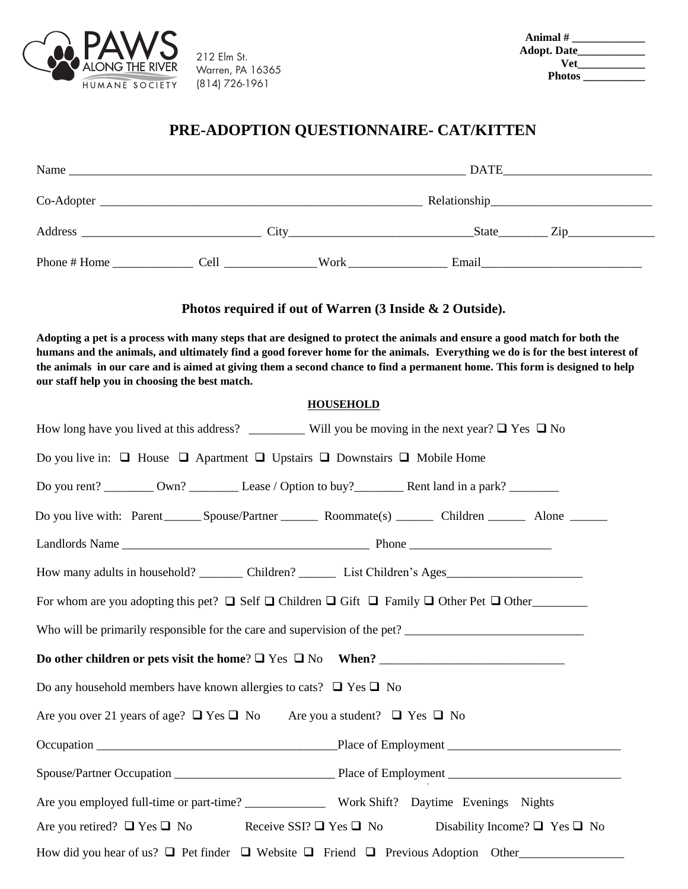PAWS ALONG THE RIVER HUMANE SOCIETY

212 Elm St.
Warren, PA 16365
(814) 726-1961

**Animal # ____________**
**Adopt. Date____________**
**Vet____________**
**Photos ____________**

# PRE-ADOPTION QUESTIONNAIRE- CAT/KITTEN

Name ________________________________________________ DATE________________________

Co-Adopter ____________________________________________ Relationship__________________________

Address ____________________________ City____________________________State________ Zip______________

Phone # Home _____________ Cell _______________Work________________ Email__________________________

**Photos required if out of Warren (3 Inside & 2 Outside).**

**Adopting a pet is a process with many steps that are designed to protect the animals and ensure a good match for both the humans and the animals, and ultimately find a good forever home for the animals. Everything we do is for the best interest of the animals in our care and is aimed at giving them a second chance to find a permanent home. This form is designed to help our staff help you in choosing the best match.**

## HOUSEHOLD

How long have you lived at this address? _________ Will you be moving in the next year? ❑ Yes ❑ No

Do you live in: ❑ House ❑ Apartment ❑ Upstairs ❑ Downstairs ❑ Mobile Home

Do you rent? ________ Own? ________ Lease / Option to buy?________ Rent land in a park? ________

Do you live with: Parent______ Spouse/Partner ______ Roommate(s) ______ Children ______ Alone ______

Landlords Name ________________________________________ Phone _______________________

How many adults in household? _______ Children? ______ List Children's Ages______________________

For whom are you adopting this pet? ❑ Self ❑ Children ❑ Gift ❑ Family ❑ Other Pet ❑ Other_________

Who will be primarily responsible for the care and supervision of the pet? _____________________________

**Do other children or pets visit the home**? ❑ Yes ❑ No **When?** ______________________________

Do any household members have known allergies to cats? ❑ Yes ❑ No

Are you over 21 years of age? ❑ Yes ❑ No Are you a student? ❑ Yes ❑ No

Occupation ______________________________________Place of Employment ____________________________

Spouse/Partner Occupation __________________________ Place of Employment ____________________________

Are you employed full-time or part-time? _____________ Work Shift? Daytime Evenings Nights

Are you retired? ❑ Yes ❑ No Receive SSI? ❑ Yes ❑ No Disability Income? ❑ Yes ❑ No

How did you hear of us? ❑ Pet finder ❑ Website ❑ Friend ❑ Previous Adoption Other_________________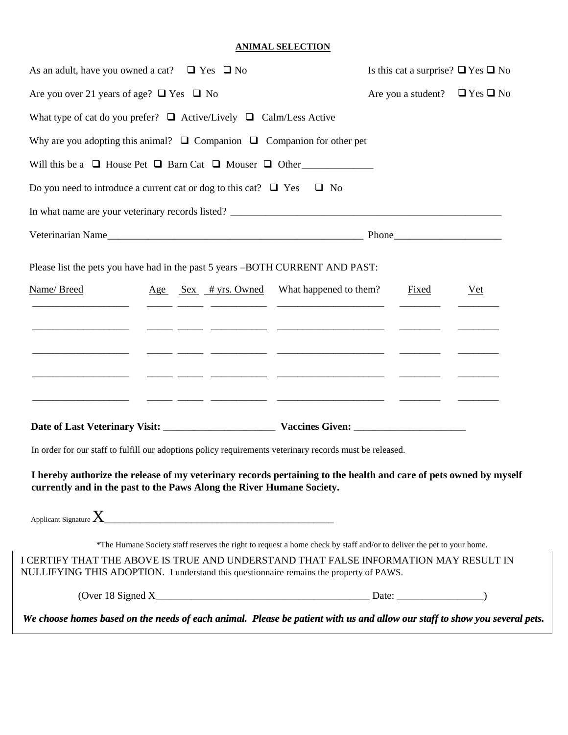## ANIMAL SELECTION

As an adult, have you owned a cat? ❑ Yes ❑ No

Is this cat a surprise? ❑ Yes ❑ No

Are you over 21 years of age? ❑ Yes ❑ No

Are you a student? ❑ Yes ❑ No

What type of cat do you prefer? ❑ Active/Lively ❑ Calm/Less Active

Why are you adopting this animal? ❑ Companion ❑ Companion for other pet

Will this be a ❑ House Pet ❑ Barn Cat ❑ Mouser ❑ Other______________

Do you need to introduce a current cat or dog to this cat? ❑ Yes ❑ No

In what name are your veterinary records listed? ______________________________________________________

Veterinarian Name___________________________________________________ Phone_____________________

Please list the pets you have had in the past 5 years –BOTH CURRENT AND PAST:

| Name/ Breed | Age | Sex | # yrs. Owned | What happened to them? | Fixed | Vet |
|---|---|---|---|---|---|---|
| | | | | | | |
| | | | | | | |
| | | | | | | |
| | | | | | | |
| | | | | | | |

**Date of Last Veterinary Visit: ______________________ Vaccines Given: ______________________**

In order for our staff to fulfill our adoptions policy requirements veterinary records must be released.

**I hereby authorize the release of my veterinary records pertaining to the health and care of pets owned by myself currently and in the past to the Paws Along the River Humane Society.**

Applicant Signature X_______________________________________________

*The Humane Society staff reserves the right to request a home check by staff and/or to deliver the pet to your home.

I CERTIFY THAT THE ABOVE IS TRUE AND UNDERSTAND THAT FALSE INFORMATION MAY RESULT IN NULLIFYING THIS ADOPTION. I understand this questionnaire remains the property of PAWS.

(Over 18 Signed X__________________________________________ Date: _________________)

***We choose homes based on the needs of each animal. Please be patient with us and allow our staff to show you several pets.***